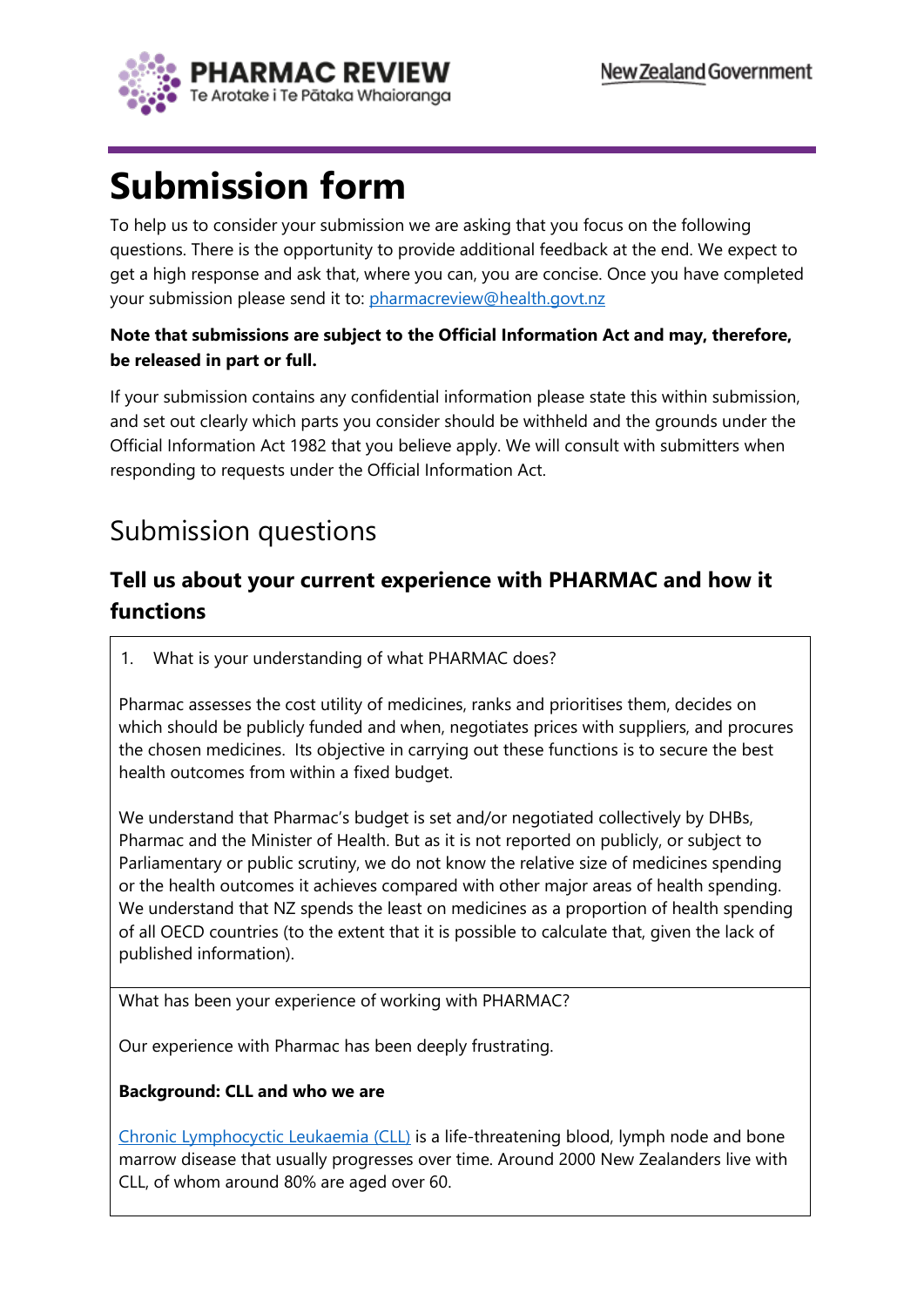# Submission form

To help us to consider your submission we are asking that you focus on the following questions. There is the opportunity to provide additional feedback at the end. We expect to get a high response and ask that, where you can, you are concise. Once you have completed your submission please send it to: pharmacreview@health.govt.nz

**Note that submissions are subject to the Official Information Act and may, therefore, be released in part or full.**

If your submission contains any confidential information please state this within submission, and set out clearly which parts you consider should be withheld and the grounds under the Official Information Act 1982 that you believe apply. We will consult with submitters when responding to requests under the Official Information Act.

## Submission questions

### Tell us about your current experience with PHARMAC and how it functions

1. What is your understanding of what PHARMAC does?

Pharmac assesses the cost utility of medicines, ranks and prioritises them, decides on which should be publicly funded and when, negotiates prices with suppliers, and procures the chosen medicines. Its objective in carrying out these functions is to secure the best health outcomes from within a fixed budget.

We understand that Pharmac's budget is set and/or negotiated collectively by DHBs, Pharmac and the Minister of Health. But as it is not reported on publicly, or subject to Parliamentary or public scrutiny, we do not know the relative size of medicines spending or the health outcomes it achieves compared with other major areas of health spending. We understand that NZ spends the least on medicines as a proportion of health spending of all OECD countries (to the extent that it is possible to calculate that, given the lack of published information).

What has been your experience of working with PHARMAC?

Our experience with Pharmac has been deeply frustrating.

**Background: CLL and who we are**

Chronic Lymphocytic Leukaemia (CLL) is a life-threatening blood, lymph node and bone marrow disease that usually progresses over time. Around 2000 New Zealanders live with CLL, of whom around 80% are aged over 60.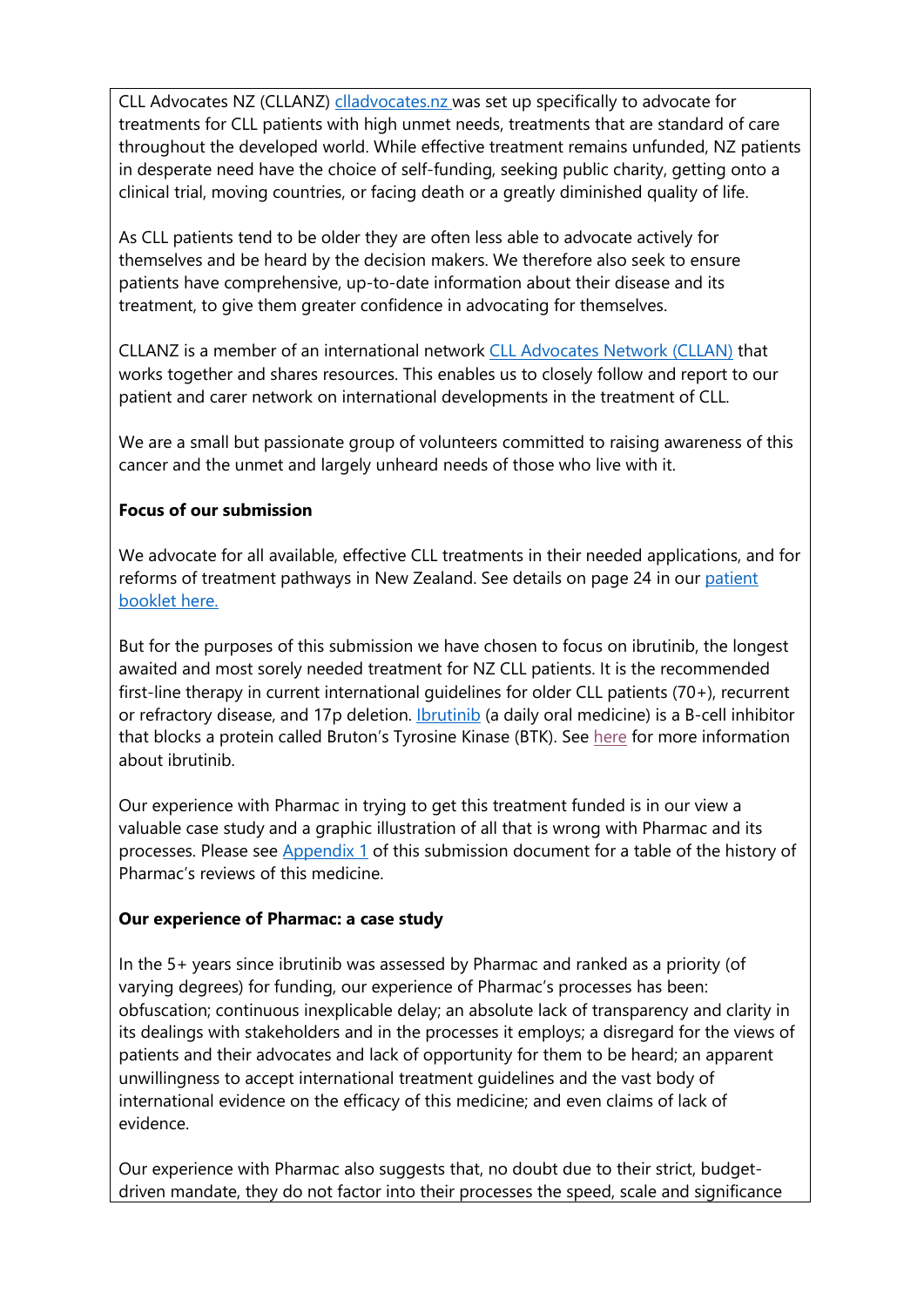CLL Advocates NZ (CLLANZ) clladvocates.nz was set up specifically to advocate for treatments for CLL patients with high unmet needs, treatments that are standard of care throughout the developed world. While effective treatment remains unfunded, NZ patients in desperate need have the choice of self-funding, seeking public charity, getting onto a clinical trial, moving countries, or facing death or a greatly diminished quality of life.

As CLL patients tend to be older they are often less able to advocate actively for themselves and be heard by the decision makers. We therefore also seek to ensure patients have comprehensive, up-to-date information about their disease and its treatment, to give them greater confidence in advocating for themselves.

CLLANZ is a member of an international network CLL Advocates Network (CLLAN) that works together and shares resources. This enables us to closely follow and report to our patient and carer network on international developments in the treatment of CLL.

We are a small but passionate group of volunteers committed to raising awareness of this cancer and the unmet and largely unheard needs of those who live with it.

**Focus of our submission**

We advocate for all available, effective CLL treatments in their needed applications, and for reforms of treatment pathways in New Zealand. See details on page 24 in our patient booklet here.

But for the purposes of this submission we have chosen to focus on ibrutinib, the longest awaited and most sorely needed treatment for NZ CLL patients. It is the recommended first-line therapy in current international guidelines for older CLL patients (70+), recurrent or refractory disease, and 17p deletion. Ibrutinib (a daily oral medicine) is a B-cell inhibitor that blocks a protein called Bruton's Tyrosine Kinase (BTK). See here for more information about ibrutinib.

Our experience with Pharmac in trying to get this treatment funded is in our view a valuable case study and a graphic illustration of all that is wrong with Pharmac and its processes. Please see Appendix 1 of this submission document for a table of the history of Pharmac's reviews of this medicine.

**Our experience of Pharmac: a case study**

In the 5+ years since ibrutinib was assessed by Pharmac and ranked as a priority (of varying degrees) for funding, our experience of Pharmac's processes has been: obfuscation; continuous inexplicable delay; an absolute lack of transparency and clarity in its dealings with stakeholders and in the processes it employs; a disregard for the views of patients and their advocates and lack of opportunity for them to be heard; an apparent unwillingness to accept international treatment guidelines and the vast body of international evidence on the efficacy of this medicine; and even claims of lack of evidence.

Our experience with Pharmac also suggests that, no doubt due to their strict, budget-driven mandate, they do not factor into their processes the speed, scale and significance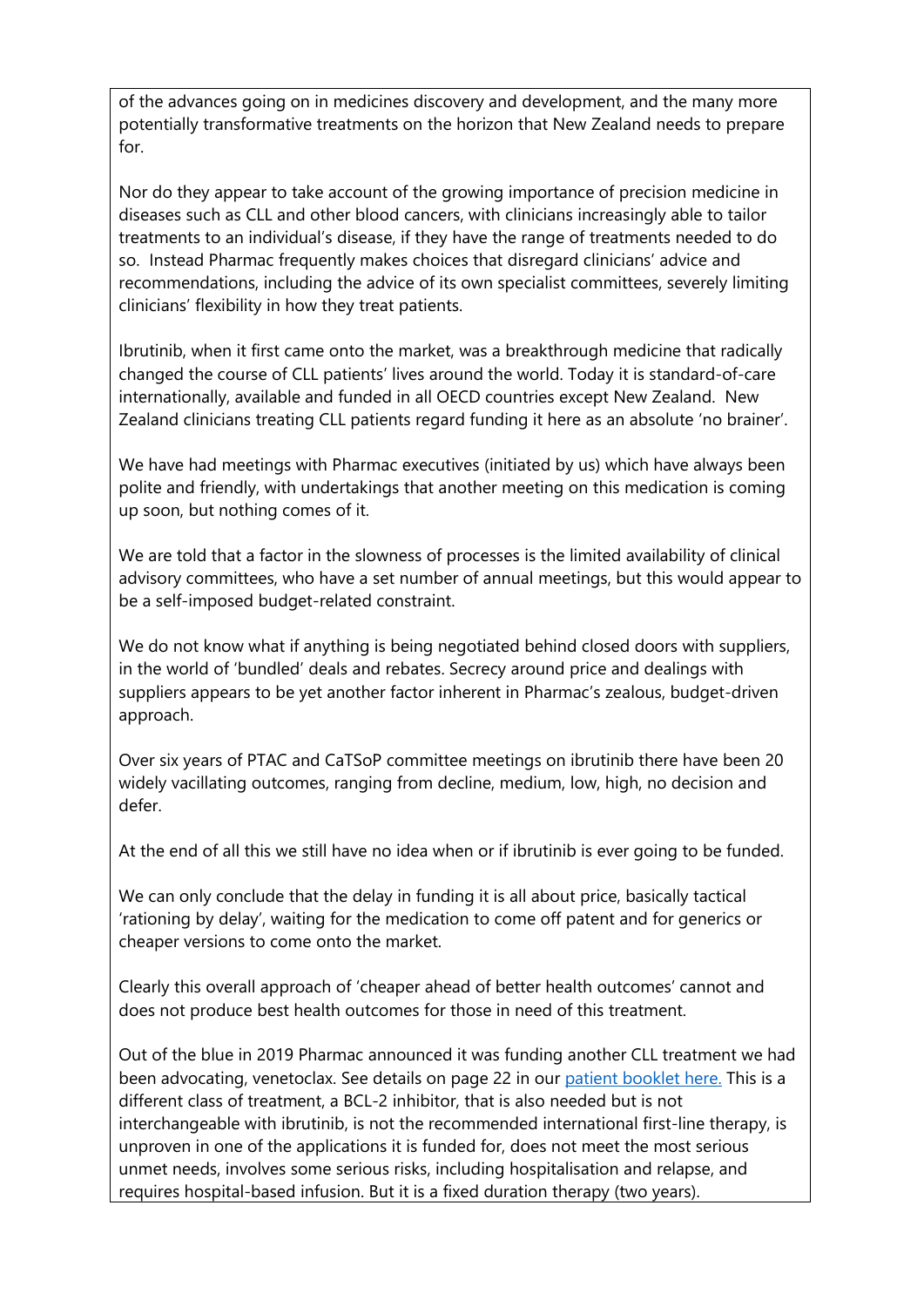of the advances going on in medicines discovery and development, and the many more potentially transformative treatments on the horizon that New Zealand needs to prepare for.

Nor do they appear to take account of the growing importance of precision medicine in diseases such as CLL and other blood cancers, with clinicians increasingly able to tailor treatments to an individual's disease, if they have the range of treatments needed to do so. Instead Pharmac frequently makes choices that disregard clinicians' advice and recommendations, including the advice of its own specialist committees, severely limiting clinicians' flexibility in how they treat patients.

Ibrutinib, when it first came onto the market, was a breakthrough medicine that radically changed the course of CLL patients' lives around the world. Today it is standard-of-care internationally, available and funded in all OECD countries except New Zealand. New Zealand clinicians treating CLL patients regard funding it here as an absolute 'no brainer'.

We have had meetings with Pharmac executives (initiated by us) which have always been polite and friendly, with undertakings that another meeting on this medication is coming up soon, but nothing comes of it.

We are told that a factor in the slowness of processes is the limited availability of clinical advisory committees, who have a set number of annual meetings, but this would appear to be a self-imposed budget-related constraint.

We do not know what if anything is being negotiated behind closed doors with suppliers, in the world of 'bundled' deals and rebates. Secrecy around price and dealings with suppliers appears to be yet another factor inherent in Pharmac's zealous, budget-driven approach.

Over six years of PTAC and CaTSoP committee meetings on ibrutinib there have been 20 widely vacillating outcomes, ranging from decline, medium, low, high, no decision and defer.

At the end of all this we still have no idea when or if ibrutinib is ever going to be funded.

We can only conclude that the delay in funding it is all about price, basically tactical 'rationing by delay', waiting for the medication to come off patent and for generics or cheaper versions to come onto the market.

Clearly this overall approach of 'cheaper ahead of better health outcomes' cannot and does not produce best health outcomes for those in need of this treatment.

Out of the blue in 2019 Pharmac announced it was funding another CLL treatment we had been advocating, venetoclax. See details on page 22 in our [patient booklet here.](#) This is a different class of treatment, a BCL-2 inhibitor, that is also needed but is not interchangeable with ibrutinib, is not the recommended international first-line therapy, is unproven in one of the applications it is funded for, does not meet the most serious unmet needs, involves some serious risks, including hospitalisation and relapse, and requires hospital-based infusion. But it is a fixed duration therapy (two years).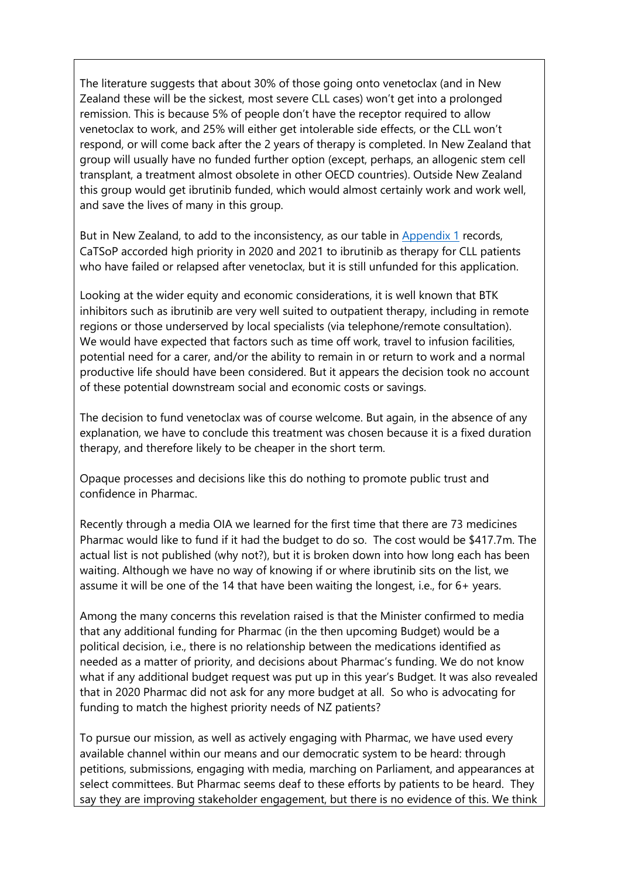The literature suggests that about 30% of those going onto venetoclax (and in New Zealand these will be the sickest, most severe CLL cases) won't get into a prolonged remission. This is because 5% of people don't have the receptor required to allow venetoclax to work, and 25% will either get intolerable side effects, or the CLL won't respond, or will come back after the 2 years of therapy is completed. In New Zealand that group will usually have no funded further option (except, perhaps, an allogenic stem cell transplant, a treatment almost obsolete in other OECD countries). Outside New Zealand this group would get ibrutinib funded, which would almost certainly work and work well, and save the lives of many in this group.

But in New Zealand, to add to the inconsistency, as our table in [Appendix 1](#) records, CaTSoP accorded high priority in 2020 and 2021 to ibrutinib as therapy for CLL patients who have failed or relapsed after venetoclax, but it is still unfunded for this application.

Looking at the wider equity and economic considerations, it is well known that BTK inhibitors such as ibrutinib are very well suited to outpatient therapy, including in remote regions or those underserved by local specialists (via telephone/remote consultation). We would have expected that factors such as time off work, travel to infusion facilities, potential need for a carer, and/or the ability to remain in or return to work and a normal productive life should have been considered. But it appears the decision took no account of these potential downstream social and economic costs or savings.

The decision to fund venetoclax was of course welcome. But again, in the absence of any explanation, we have to conclude this treatment was chosen because it is a fixed duration therapy, and therefore likely to be cheaper in the short term.

Opaque processes and decisions like this do nothing to promote public trust and confidence in Pharmac.

Recently through a media OIA we learned for the first time that there are 73 medicines Pharmac would like to fund if it had the budget to do so. The cost would be $417.7m. The actual list is not published (why not?), but it is broken down into how long each has been waiting. Although we have no way of knowing if or where ibrutinib sits on the list, we assume it will be one of the 14 that have been waiting the longest, i.e., for 6+ years.

Among the many concerns this revelation raised is that the Minister confirmed to media that any additional funding for Pharmac (in the then upcoming Budget) would be a political decision, i.e., there is no relationship between the medications identified as needed as a matter of priority, and decisions about Pharmac's funding. We do not know what if any additional budget request was put up in this year's Budget. It was also revealed that in 2020 Pharmac did not ask for any more budget at all. So who is advocating for funding to match the highest priority needs of NZ patients?

To pursue our mission, as well as actively engaging with Pharmac, we have used every available channel within our means and our democratic system to be heard: through petitions, submissions, engaging with media, marching on Parliament, and appearances at select committees. But Pharmac seems deaf to these efforts by patients to be heard. They say they are improving stakeholder engagement, but there is no evidence of this. We think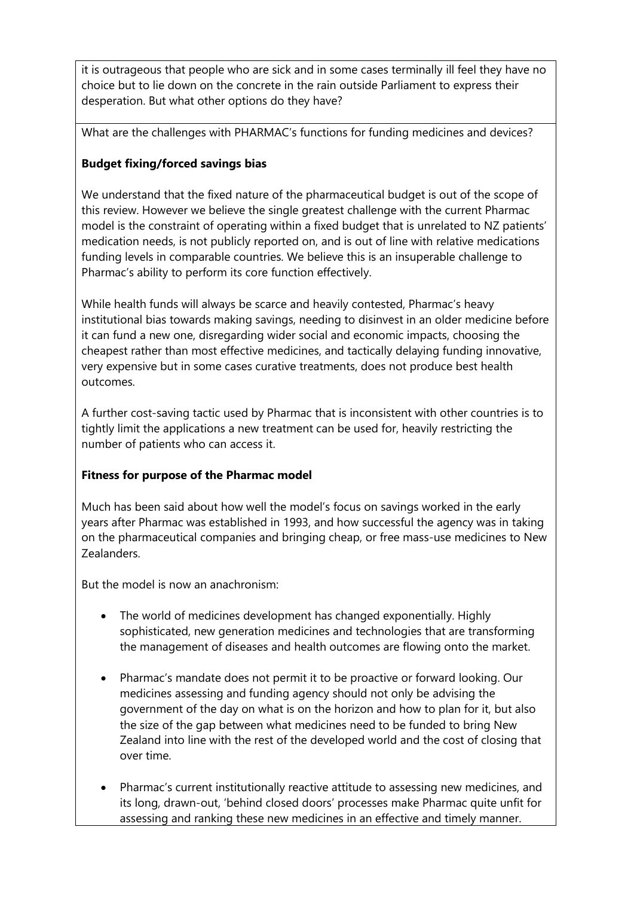it is outrageous that people who are sick and in some cases terminally ill feel they have no choice but to lie down on the concrete in the rain outside Parliament to express their desperation. But what other options do they have?

What are the challenges with PHARMAC's functions for funding medicines and devices?

**Budget fixing/forced savings bias**

We understand that the fixed nature of the pharmaceutical budget is out of the scope of this review. However we believe the single greatest challenge with the current Pharmac model is the constraint of operating within a fixed budget that is unrelated to NZ patients' medication needs, is not publicly reported on, and is out of line with relative medications funding levels in comparable countries. We believe this is an insuperable challenge to Pharmac's ability to perform its core function effectively.

While health funds will always be scarce and heavily contested, Pharmac's heavy institutional bias towards making savings, needing to disinvest in an older medicine before it can fund a new one, disregarding wider social and economic impacts, choosing the cheapest rather than most effective medicines, and tactically delaying funding innovative, very expensive but in some cases curative treatments, does not produce best health outcomes.

A further cost-saving tactic used by Pharmac that is inconsistent with other countries is to tightly limit the applications a new treatment can be used for, heavily restricting the number of patients who can access it.

**Fitness for purpose of the Pharmac model**

Much has been said about how well the model's focus on savings worked in the early years after Pharmac was established in 1993, and how successful the agency was in taking on the pharmaceutical companies and bringing cheap, or free mass-use medicines to New Zealanders.

But the model is now an anachronism:

- The world of medicines development has changed exponentially. Highly sophisticated, new generation medicines and technologies that are transforming the management of diseases and health outcomes are flowing onto the market.
- Pharmac's mandate does not permit it to be proactive or forward looking. Our medicines assessing and funding agency should not only be advising the government of the day on what is on the horizon and how to plan for it, but also the size of the gap between what medicines need to be funded to bring New Zealand into line with the rest of the developed world and the cost of closing that over time.
- Pharmac's current institutionally reactive attitude to assessing new medicines, and its long, drawn-out, 'behind closed doors' processes make Pharmac quite unfit for assessing and ranking these new medicines in an effective and timely manner.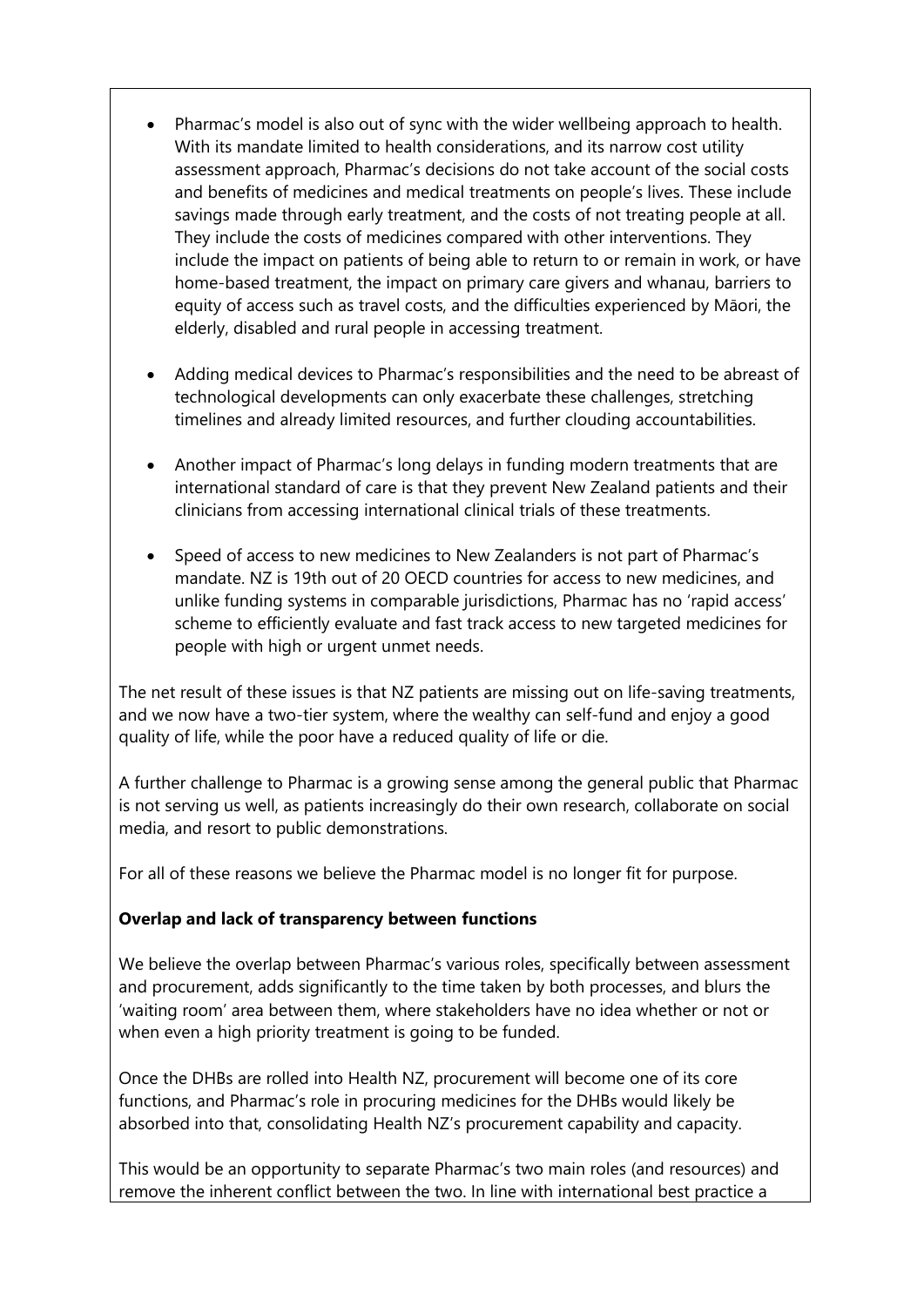- Pharmac's model is also out of sync with the wider wellbeing approach to health. With its mandate limited to health considerations, and its narrow cost utility assessment approach, Pharmac's decisions do not take account of the social costs and benefits of medicines and medical treatments on people's lives. These include savings made through early treatment, and the costs of not treating people at all. They include the costs of medicines compared with other interventions. They include the impact on patients of being able to return to or remain in work, or have home-based treatment, the impact on primary care givers and whanau, barriers to equity of access such as travel costs, and the difficulties experienced by Māori, the elderly, disabled and rural people in accessing treatment.

- Adding medical devices to Pharmac's responsibilities and the need to be abreast of technological developments can only exacerbate these challenges, stretching timelines and already limited resources, and further clouding accountabilities.

- Another impact of Pharmac's long delays in funding modern treatments that are international standard of care is that they prevent New Zealand patients and their clinicians from accessing international clinical trials of these treatments.

- Speed of access to new medicines to New Zealanders is not part of Pharmac's mandate. NZ is 19th out of 20 OECD countries for access to new medicines, and unlike funding systems in comparable jurisdictions, Pharmac has no 'rapid access' scheme to efficiently evaluate and fast track access to new targeted medicines for people with high or urgent unmet needs.

The net result of these issues is that NZ patients are missing out on life-saving treatments, and we now have a two-tier system, where the wealthy can self-fund and enjoy a good quality of life, while the poor have a reduced quality of life or die.

A further challenge to Pharmac is a growing sense among the general public that Pharmac is not serving us well, as patients increasingly do their own research, collaborate on social media, and resort to public demonstrations.

For all of these reasons we believe the Pharmac model is no longer fit for purpose.

**Overlap and lack of transparency between functions**

We believe the overlap between Pharmac's various roles, specifically between assessment and procurement, adds significantly to the time taken by both processes, and blurs the 'waiting room' area between them, where stakeholders have no idea whether or not or when even a high priority treatment is going to be funded.

Once the DHBs are rolled into Health NZ, procurement will become one of its core functions, and Pharmac's role in procuring medicines for the DHBs would likely be absorbed into that, consolidating Health NZ's procurement capability and capacity.

This would be an opportunity to separate Pharmac's two main roles (and resources) and remove the inherent conflict between the two. In line with international best practice a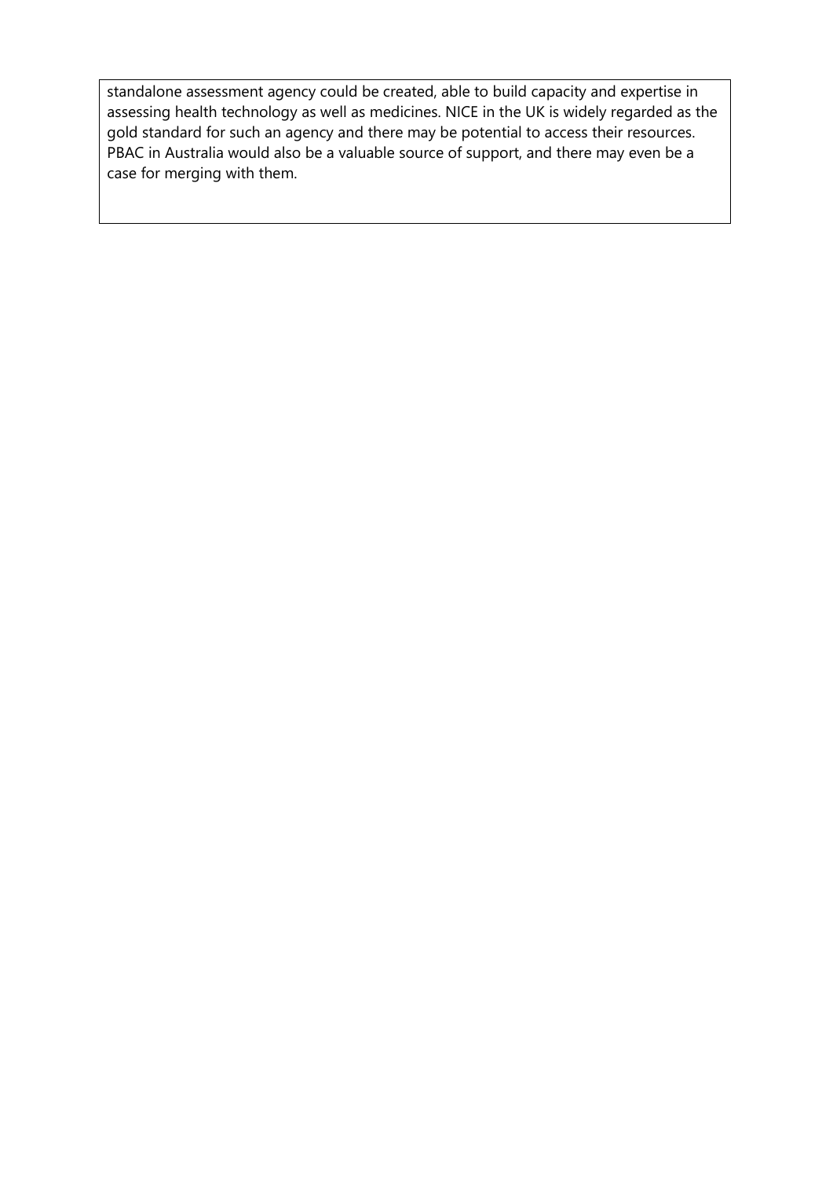standalone assessment agency could be created, able to build capacity and expertise in assessing health technology as well as medicines. NICE in the UK is widely regarded as the gold standard for such an agency and there may be potential to access their resources. PBAC in Australia would also be a valuable source of support, and there may even be a case for merging with them.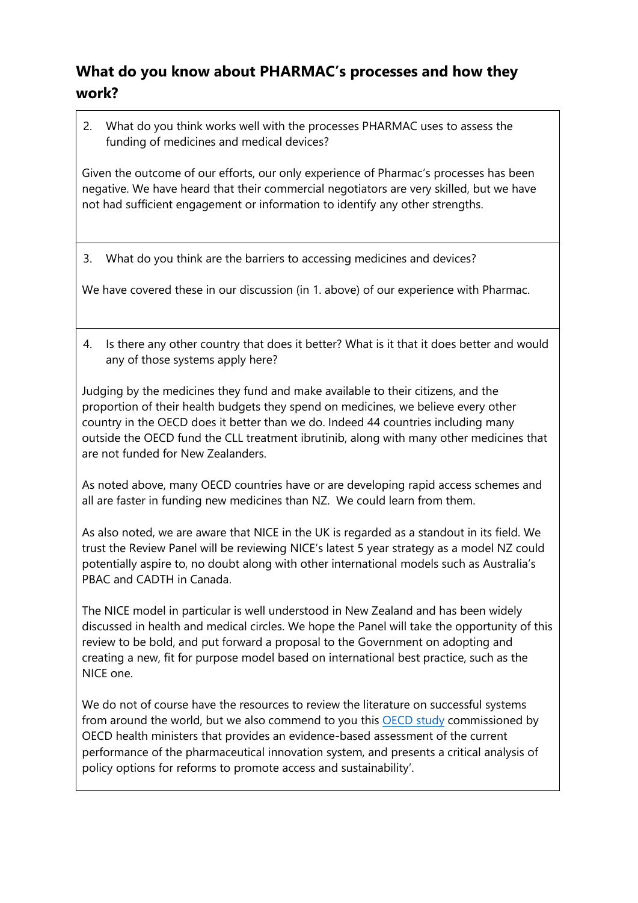## What do you know about PHARMAC's processes and how they work?

2. What do you think works well with the processes PHARMAC uses to assess the funding of medicines and medical devices?

Given the outcome of our efforts, our only experience of Pharmac's processes has been negative. We have heard that their commercial negotiators are very skilled, but we have not had sufficient engagement or information to identify any other strengths.

3. What do you think are the barriers to accessing medicines and devices?

We have covered these in our discussion (in 1. above) of our experience with Pharmac.

4. Is there any other country that does it better? What is it that it does better and would any of those systems apply here?

Judging by the medicines they fund and make available to their citizens, and the proportion of their health budgets they spend on medicines, we believe every other country in the OECD does it better than we do. Indeed 44 countries including many outside the OECD fund the CLL treatment ibrutinib, along with many other medicines that are not funded for New Zealanders.

As noted above, many OECD countries have or are developing rapid access schemes and all are faster in funding new medicines than NZ. We could learn from them.

As also noted, we are aware that NICE in the UK is regarded as a standout in its field. We trust the Review Panel will be reviewing NICE's latest 5 year strategy as a model NZ could potentially aspire to, no doubt along with other international models such as Australia's PBAC and CADTH in Canada.

The NICE model in particular is well understood in New Zealand and has been widely discussed in health and medical circles. We hope the Panel will take the opportunity of this review to be bold, and put forward a proposal to the Government on adopting and creating a new, fit for purpose model based on international best practice, such as the NICE one.

We do not of course have the resources to review the literature on successful systems from around the world, but we also commend to you this OECD study commissioned by OECD health ministers that provides an evidence-based assessment of the current performance of the pharmaceutical innovation system, and presents a critical analysis of policy options for reforms to promote access and sustainability'.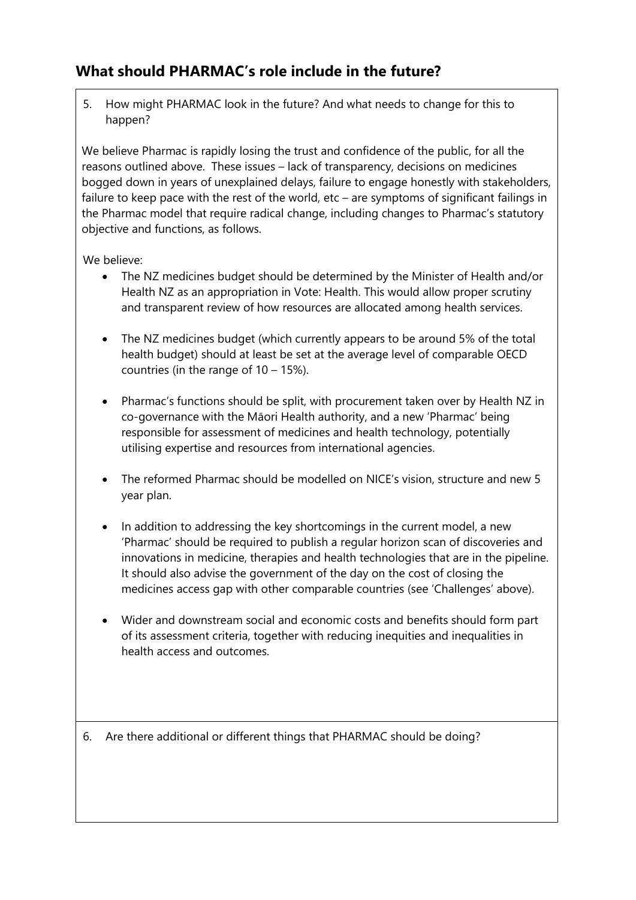## What should PHARMAC's role include in the future?

5. How might PHARMAC look in the future? And what needs to change for this to happen?

We believe Pharmac is rapidly losing the trust and confidence of the public, for all the reasons outlined above. These issues – lack of transparency, decisions on medicines bogged down in years of unexplained delays, failure to engage honestly with stakeholders, failure to keep pace with the rest of the world, etc – are symptoms of significant failings in the Pharmac model that require radical change, including changes to Pharmac's statutory objective and functions, as follows.

We believe:

- The NZ medicines budget should be determined by the Minister of Health and/or Health NZ as an appropriation in Vote: Health. This would allow proper scrutiny and transparent review of how resources are allocated among health services.

- The NZ medicines budget (which currently appears to be around 5% of the total health budget) should at least be set at the average level of comparable OECD countries (in the range of 10 – 15%).

- Pharmac's functions should be split, with procurement taken over by Health NZ in co-governance with the Māori Health authority, and a new 'Pharmac' being responsible for assessment of medicines and health technology, potentially utilising expertise and resources from international agencies.

- The reformed Pharmac should be modelled on NICE's vision, structure and new 5 year plan.

- In addition to addressing the key shortcomings in the current model, a new 'Pharmac' should be required to publish a regular horizon scan of discoveries and innovations in medicine, therapies and health technologies that are in the pipeline. It should also advise the government of the day on the cost of closing the medicines access gap with other comparable countries (see 'Challenges' above).

- Wider and downstream social and economic costs and benefits should form part of its assessment criteria, together with reducing inequities and inequalities in health access and outcomes.

6. Are there additional or different things that PHARMAC should be doing?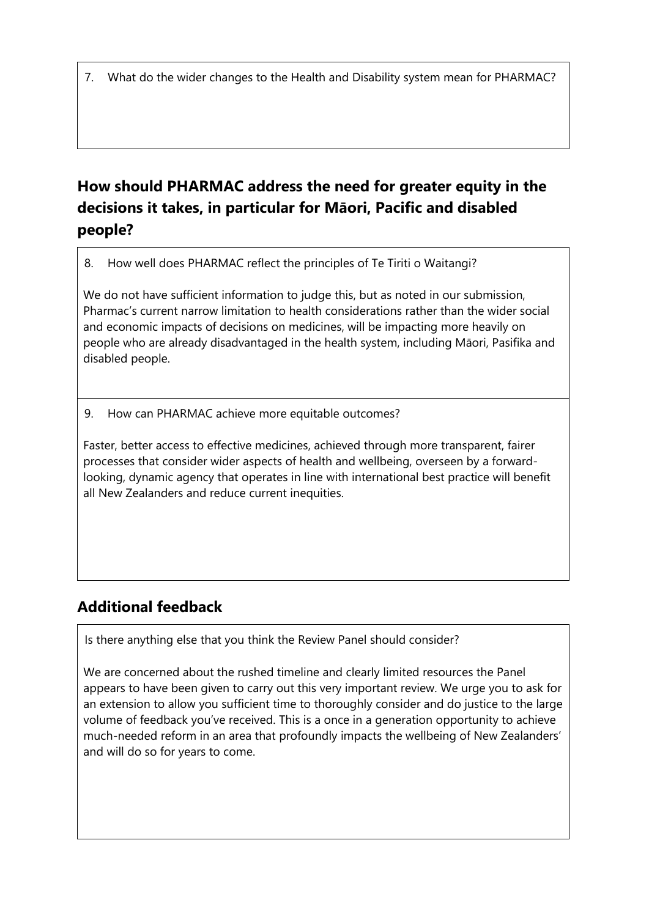7. What do the wider changes to the Health and Disability system mean for PHARMAC?

## How should PHARMAC address the need for greater equity in the decisions it takes, in particular for Māori, Pacific and disabled people?

8. How well does PHARMAC reflect the principles of Te Tiriti o Waitangi?

We do not have sufficient information to judge this, but as noted in our submission, Pharmac's current narrow limitation to health considerations rather than the wider social and economic impacts of decisions on medicines, will be impacting more heavily on people who are already disadvantaged in the health system, including Māori, Pasifika and disabled people.

9. How can PHARMAC achieve more equitable outcomes?

Faster, better access to effective medicines, achieved through more transparent, fairer processes that consider wider aspects of health and wellbeing, overseen by a forward-looking, dynamic agency that operates in line with international best practice will benefit all New Zealanders and reduce current inequities.

## Additional feedback

Is there anything else that you think the Review Panel should consider?

We are concerned about the rushed timeline and clearly limited resources the Panel appears to have been given to carry out this very important review. We urge you to ask for an extension to allow you sufficient time to thoroughly consider and do justice to the large volume of feedback you've received. This is a once in a generation opportunity to achieve much-needed reform in an area that profoundly impacts the wellbeing of New Zealanders' and will do so for years to come.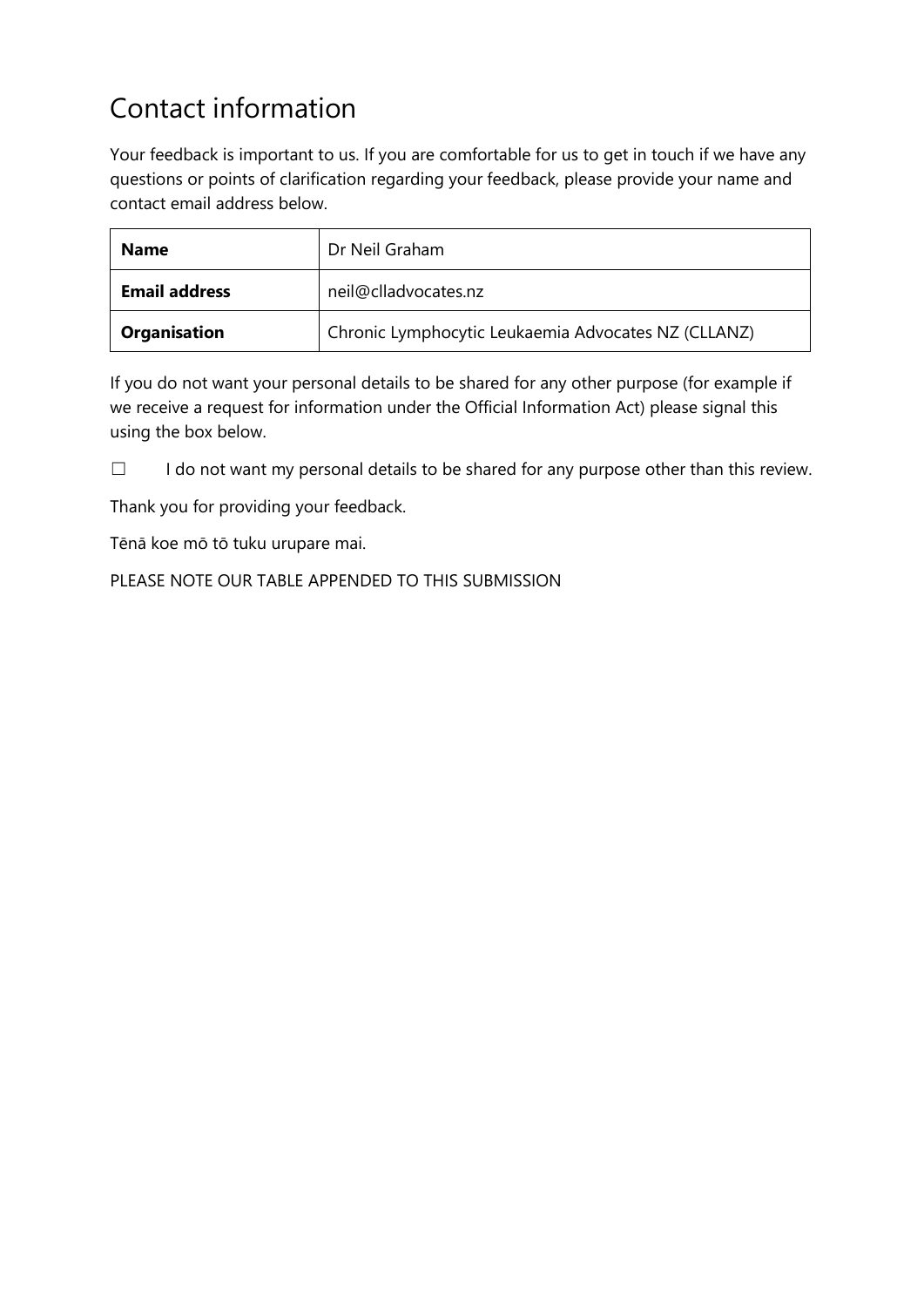## Contact information

Your feedback is important to us. If you are comfortable for us to get in touch if we have any questions or points of clarification regarding your feedback, please provide your name and contact email address below.

| **Name** | Dr Neil Graham |
|---|---|
| **Email address** | neil@clladvocates.nz |
| **Organisation** | Chronic Lymphocytic Leukaemia Advocates NZ (CLLANZ) |

If you do not want your personal details to be shared for any other purpose (for example if we receive a request for information under the Official Information Act) please signal this using the box below.

☐ I do not want my personal details to be shared for any purpose other than this review.

Thank you for providing your feedback.

Tēnā koe mō tō tuku urupare mai.

PLEASE NOTE OUR TABLE APPENDED TO THIS SUBMISSION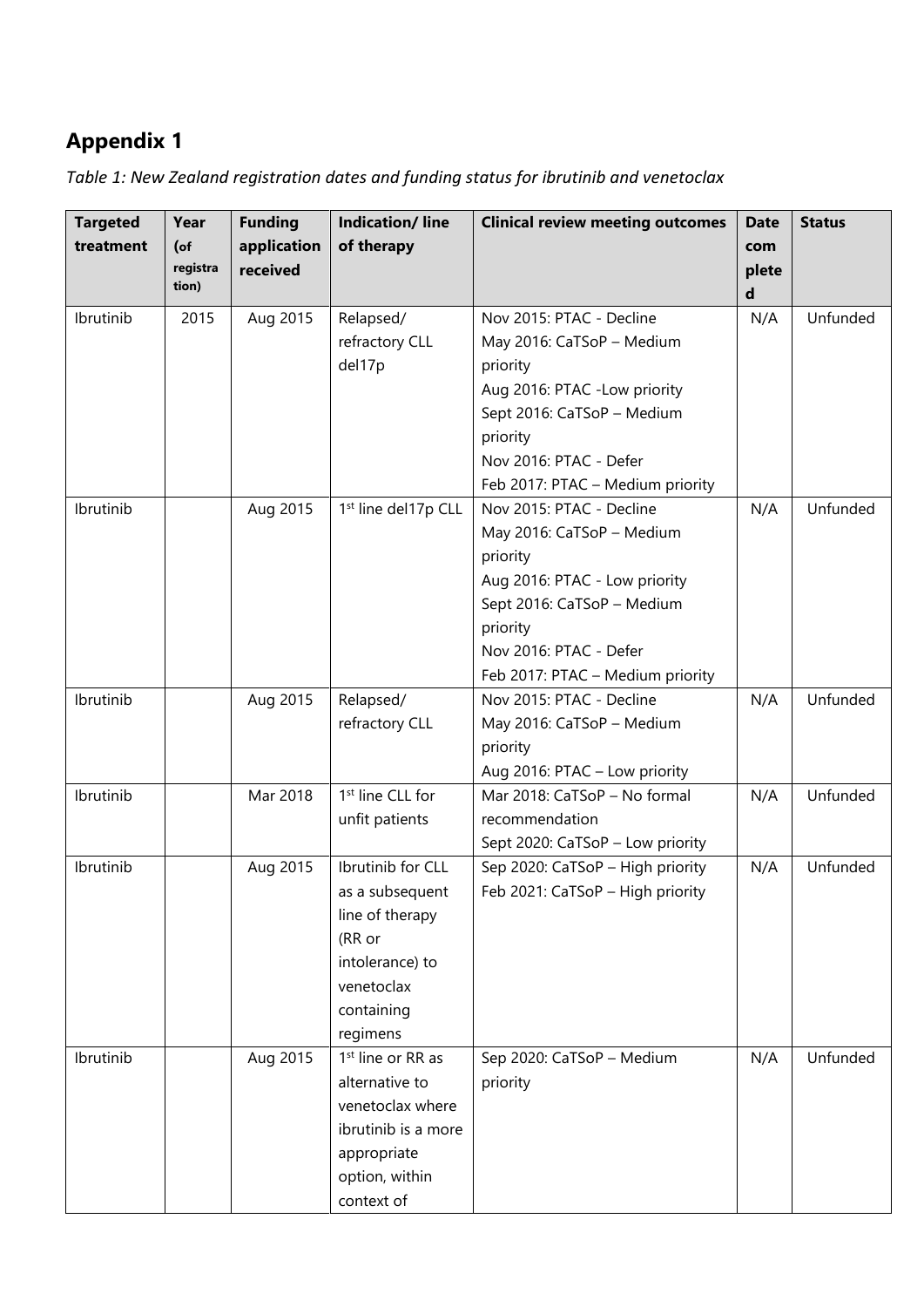# Appendix 1

*Table 1: New Zealand registration dates and funding status for ibrutinib and venetoclax*

| Targeted treatment | Year (of registration) | Funding application received | Indication/ line of therapy | Clinical review meeting outcomes | Date completed | Status |
|---|---|---|---|---|---|---|
| Ibrutinib | 2015 | Aug 2015 | Relapsed/ refractory CLL del17p | Nov 2015: PTAC - Decline<br>May 2016: CaTSoP – Medium priority<br>Aug 2016: PTAC -Low priority<br>Sept 2016: CaTSoP – Medium priority<br>Nov 2016: PTAC - Defer<br>Feb 2017: PTAC – Medium priority | N/A | Unfunded |
| Ibrutinib | | Aug 2015 | 1st line del17p CLL | Nov 2015: PTAC - Decline<br>May 2016: CaTSoP – Medium priority<br>Aug 2016: PTAC - Low priority<br>Sept 2016: CaTSoP – Medium priority<br>Nov 2016: PTAC - Defer<br>Feb 2017: PTAC – Medium priority | N/A | Unfunded |
| Ibrutinib | | Aug 2015 | Relapsed/ refractory CLL | Nov 2015: PTAC - Decline<br>May 2016: CaTSoP – Medium priority<br>Aug 2016: PTAC – Low priority | N/A | Unfunded |
| Ibrutinib | | Mar 2018 | 1st line CLL for unfit patients | Mar 2018: CaTSoP – No formal recommendation<br>Sept 2020: CaTSoP – Low priority | N/A | Unfunded |
| Ibrutinib | | Aug 2015 | Ibrutinib for CLL as a subsequent line of therapy (RR or intolerance) to venetoclax containing regimens | Sep 2020: CaTSoP – High priority<br>Feb 2021: CaTSoP – High priority | N/A | Unfunded |
| Ibrutinib | | Aug 2015 | 1st line or RR as alternative to venetoclax where ibrutinib is a more appropriate option, within context of | Sep 2020: CaTSoP – Medium priority | N/A | Unfunded |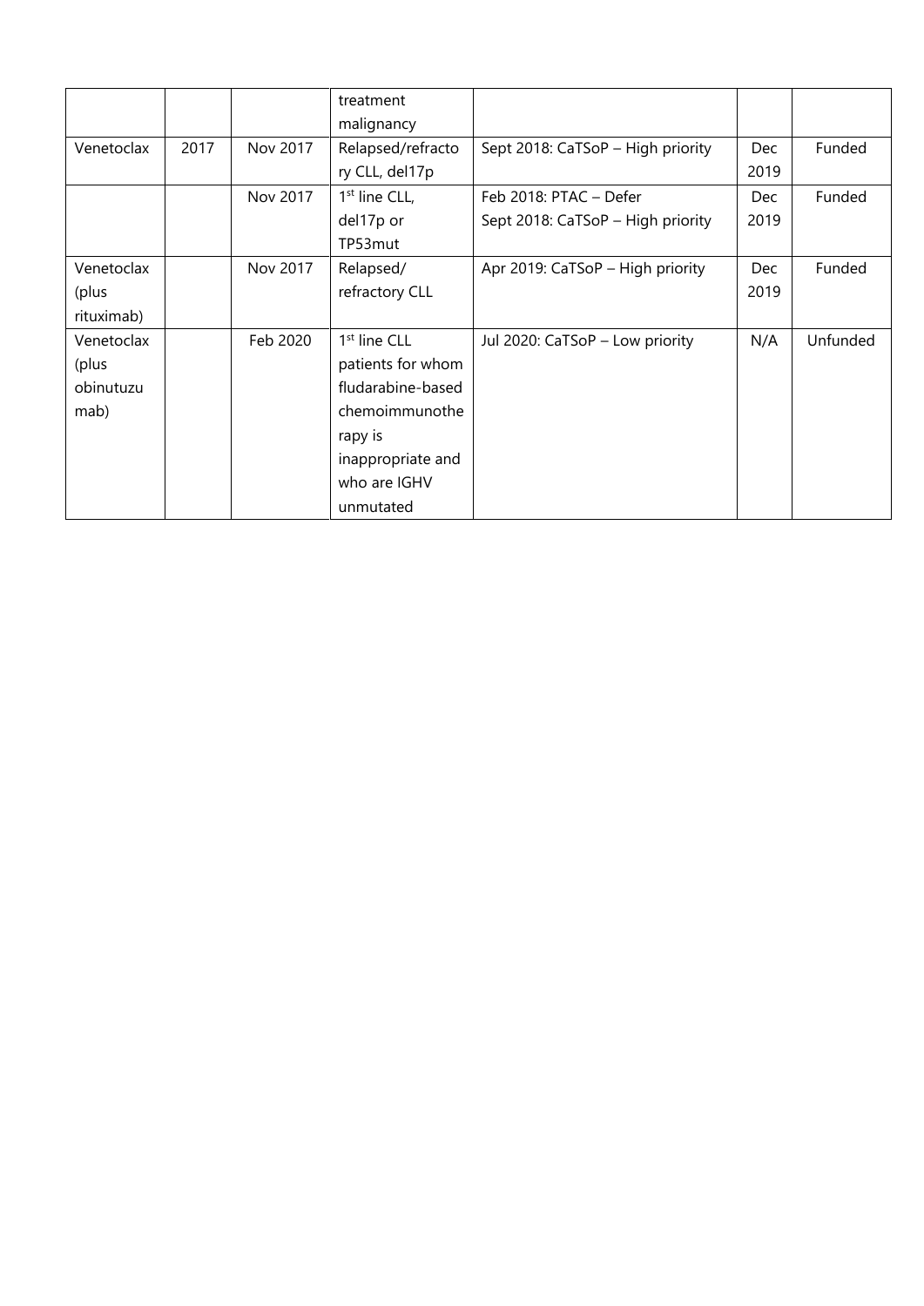| | | | | | | |
|---|---|---|---|---|---|---|
| | | | treatment malignancy | | | |
| Venetoclax | 2017 | Nov 2017 | Relapsed/refractory CLL, del17p | Sept 2018: CaTSoP – High priority | Dec 2019 | Funded |
| | | Nov 2017 | 1st line CLL, del17p or TP53mut | Feb 2018: PTAC – Defer<br>Sept 2018: CaTSoP – High priority | Dec 2019 | Funded |
| Venetoclax (plus rituximab) | | Nov 2017 | Relapsed/ refractory CLL | Apr 2019: CaTSoP – High priority | Dec 2019 | Funded |
| Venetoclax (plus obinutuzumab) | | Feb 2020 | 1st line CLL patients for whom fludarabine-based chemoimmunotherapy is inappropriate and who are IGHV unmutated | Jul 2020: CaTSoP – Low priority | N/A | Unfunded |